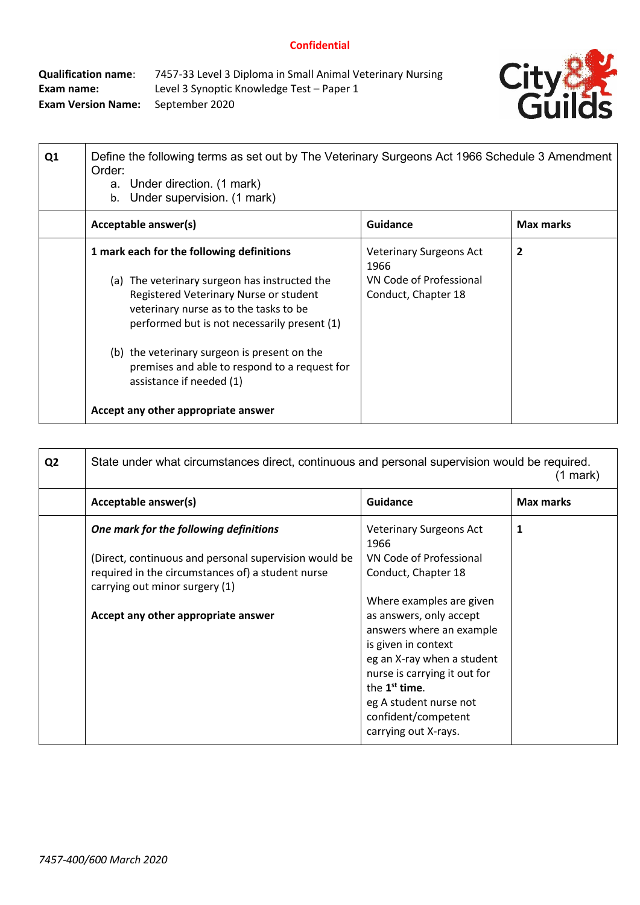**Confidential**

**Qualification name**: 7457-33 Level 3 Diploma in Small Animal Veterinary Nursing
**Exam name:** Level 3 Synoptic Knowledge Test – Paper 1
**Exam Version Name:** September 2020

| **Q1** | Define the following terms as set out by The Veterinary Surgeons Act 1966 Schedule 3 Amendment Order:<br>a. Under direction. (1 mark)<br>b. Under supervision. (1 mark) | | |
|---|---|---|---|
| | **Acceptable answer(s)** | **Guidance** | **Max marks** |
| | **1 mark each for the following definitions**<br><br>(a) The veterinary surgeon has instructed the Registered Veterinary Nurse or student veterinary nurse as to the tasks to be performed but is not necessarily present (1)<br><br>(b) the veterinary surgeon is present on the premises and able to respond to a request for assistance if needed (1)<br><br>**Accept any other appropriate answer** | Veterinary Surgeons Act 1966<br>VN Code of Professional Conduct, Chapter 18 | **2** |

| **Q2** | State under what circumstances direct, continuous and personal supervision would be required. (1 mark) | | |
|---|---|---|---|
| | **Acceptable answer(s)** | **Guidance** | **Max marks** |
| | ***One mark for the following definitions***<br><br>(Direct, continuous and personal supervision would be required in the circumstances of) a student nurse carrying out minor surgery (1)<br><br>**Accept any other appropriate answer** | Veterinary Surgeons Act 1966<br>VN Code of Professional Conduct, Chapter 18<br><br>Where examples are given as answers, only accept answers where an example is given in context<br>eg an X-ray when a student nurse is carrying it out for the **1st time**.<br>eg A student nurse not confident/competent carrying out X-rays. | **1** |

*7457-400/600 March 2020*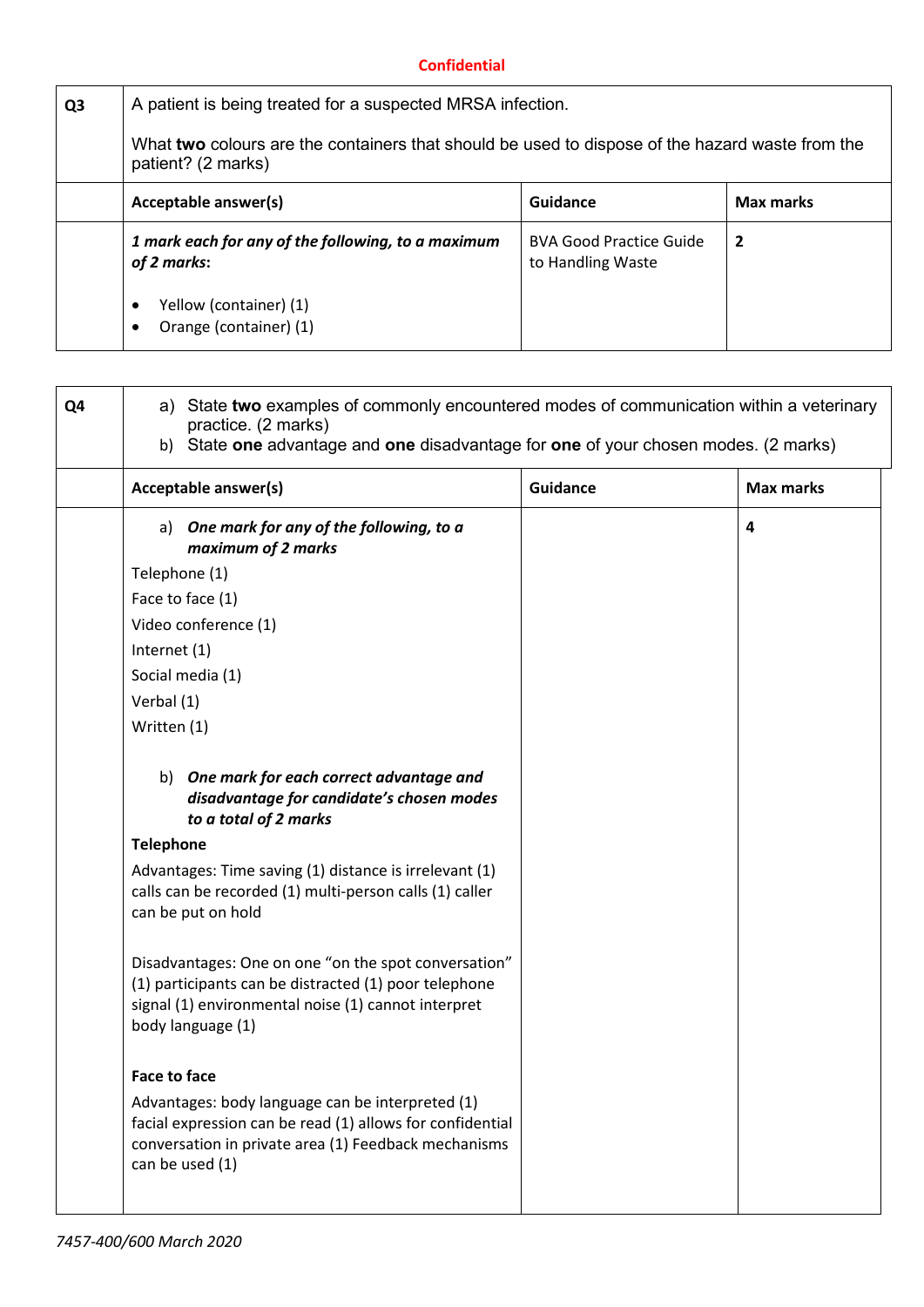**Confidential**

| Q3 | A patient is being treated for a suspected MRSA infection.<br><br>What **two** colours are the containers that should be used to dispose of the hazard waste from the patient? (2 marks) | | |
|---|---|---|---|
| | **Acceptable answer(s)** | **Guidance** | **Max marks** |
| | ***1 mark each for any of the following, to a maximum of 2 marks*:**<br><br>• Yellow (container) (1)<br>• Orange (container) (1) | BVA Good Practice Guide to Handling Waste | **2** |

| Q4 | a) State **two** examples of commonly encountered modes of communication within a veterinary practice. (2 marks)<br>b) State **one** advantage and **one** disadvantage for **one** of your chosen modes. (2 marks) | | |
|---|---|---|---|
| | **Acceptable answer(s)** | **Guidance** | **Max marks** |
| | a) ***One mark for any of the following, to a maximum of 2 marks***<br><br>Telephone (1)<br>Face to face (1)<br>Video conference (1)<br>Internet (1)<br>Social media (1)<br>Verbal (1)<br>Written (1)<br><br>b) ***One mark for each correct advantage and disadvantage for candidate's chosen modes to a total of 2 marks***<br><br>**Telephone**<br><br>Advantages: Time saving (1) distance is irrelevant (1) calls can be recorded (1) multi-person calls (1) caller can be put on hold<br><br>Disadvantages: One on one "on the spot conversation" (1) participants can be distracted (1) poor telephone signal (1) environmental noise (1) cannot interpret body language (1)<br><br>**Face to face**<br><br>Advantages: body language can be interpreted (1) facial expression can be read (1) allows for confidential conversation in private area (1) Feedback mechanisms can be used (1) | | **4** |

*7457-400/600 March 2020*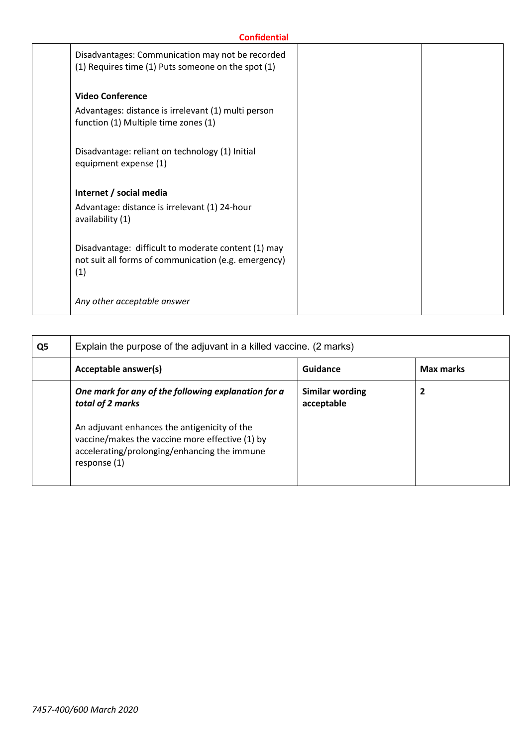| | | | |
|---|---|---|---|
| | Disadvantages: Communication may not be recorded (1) Requires time (1) Puts someone on the spot (1)<br><br>**Video Conference**<br>Advantages: distance is irrelevant (1) multi person function (1) Multiple time zones (1)<br><br>Disadvantage: reliant on technology (1) Initial equipment expense (1)<br><br>**Internet / social media**<br>Advantage: distance is irrelevant (1) 24-hour availability (1)<br><br>Disadvantage: difficult to moderate content (1) may not suit all forms of communication (e.g. emergency) (1)<br><br>*Any other acceptable answer* | | |

| **Q5** | Explain the purpose of the adjuvant in a killed vaccine. (2 marks) | | |
|---|---|---|---|
| | **Acceptable answer(s)** | **Guidance** | **Max marks** |
| | ***One mark for any of the following explanation for a total of 2 marks***<br><br>An adjuvant enhances the antigenicity of the vaccine/makes the vaccine more effective (1) by accelerating/prolonging/enhancing the immune response (1) | **Similar wording acceptable** | **2** |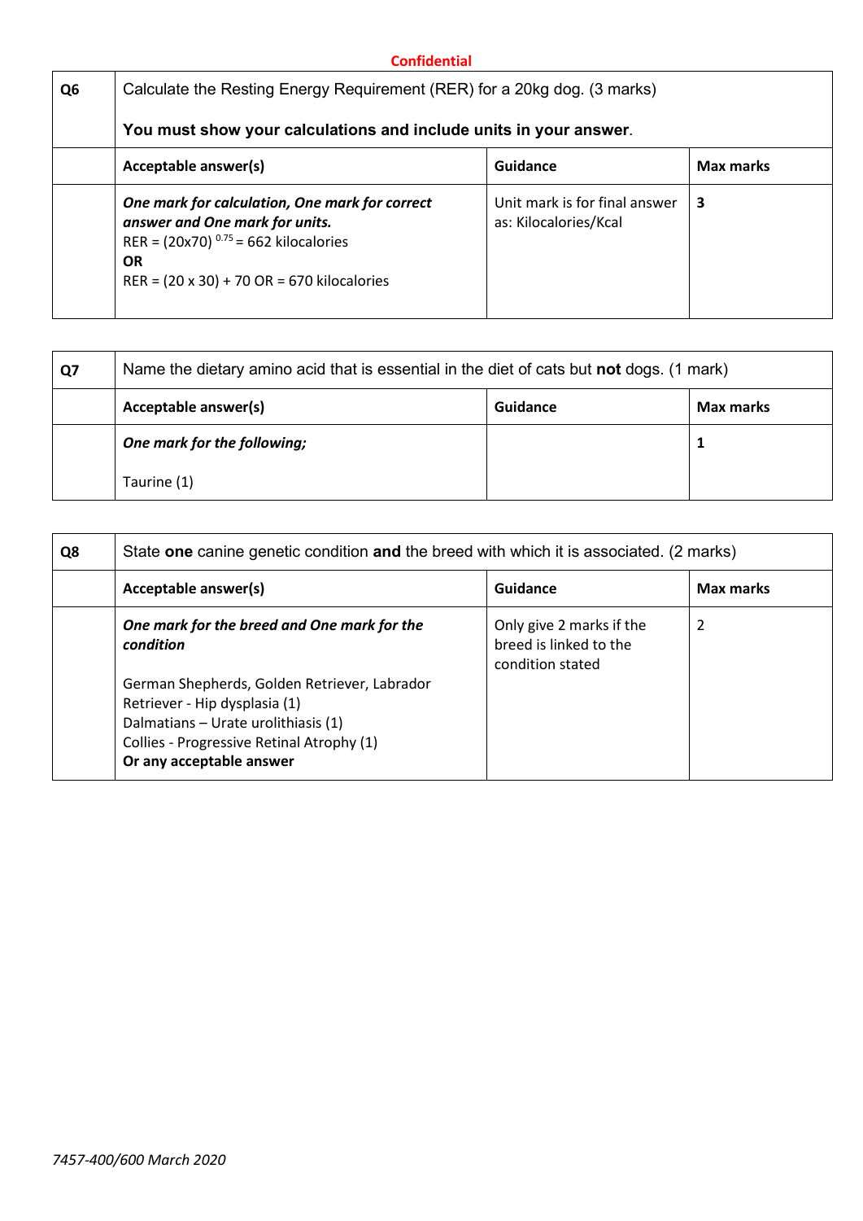| Q6 | Calculate the Resting Energy Requirement (RER) for a 20kg dog. (3 marks)<br><br>**You must show your calculations and include units in your answer**. | | |
|---|---|---|---|
| | **Acceptable answer(s)** | **Guidance** | **Max marks** |
| | ***One mark for calculation, One mark for correct answer and One mark for units.***<br>RER = $(20x70)^{0.75}$ = 662 kilocalories<br>**OR**<br>RER = (20 x 30) + 70 OR = 670 kilocalories | Unit mark is for final answer as: Kilocalories/Kcal | **3** |

| Q7 | Name the dietary amino acid that is essential in the diet of cats but **not** dogs. (1 mark) | | |
|---|---|---|---|
| | **Acceptable answer(s)** | **Guidance** | **Max marks** |
| | ***One mark for the following;***<br><br>Taurine (1) | | **1** |

| Q8 | State **one** canine genetic condition **and** the breed with which it is associated. (2 marks) | | |
|---|---|---|---|
| | **Acceptable answer(s)** | **Guidance** | **Max marks** |
| | ***One mark for the breed and One mark for the condition***<br><br>German Shepherds, Golden Retriever, Labrador Retriever - Hip dysplasia (1)<br>Dalmatians – Urate urolithiasis (1)<br>Collies - Progressive Retinal Atrophy (1)<br>**Or any acceptable answer** | Only give 2 marks if the breed is linked to the condition stated | 2 |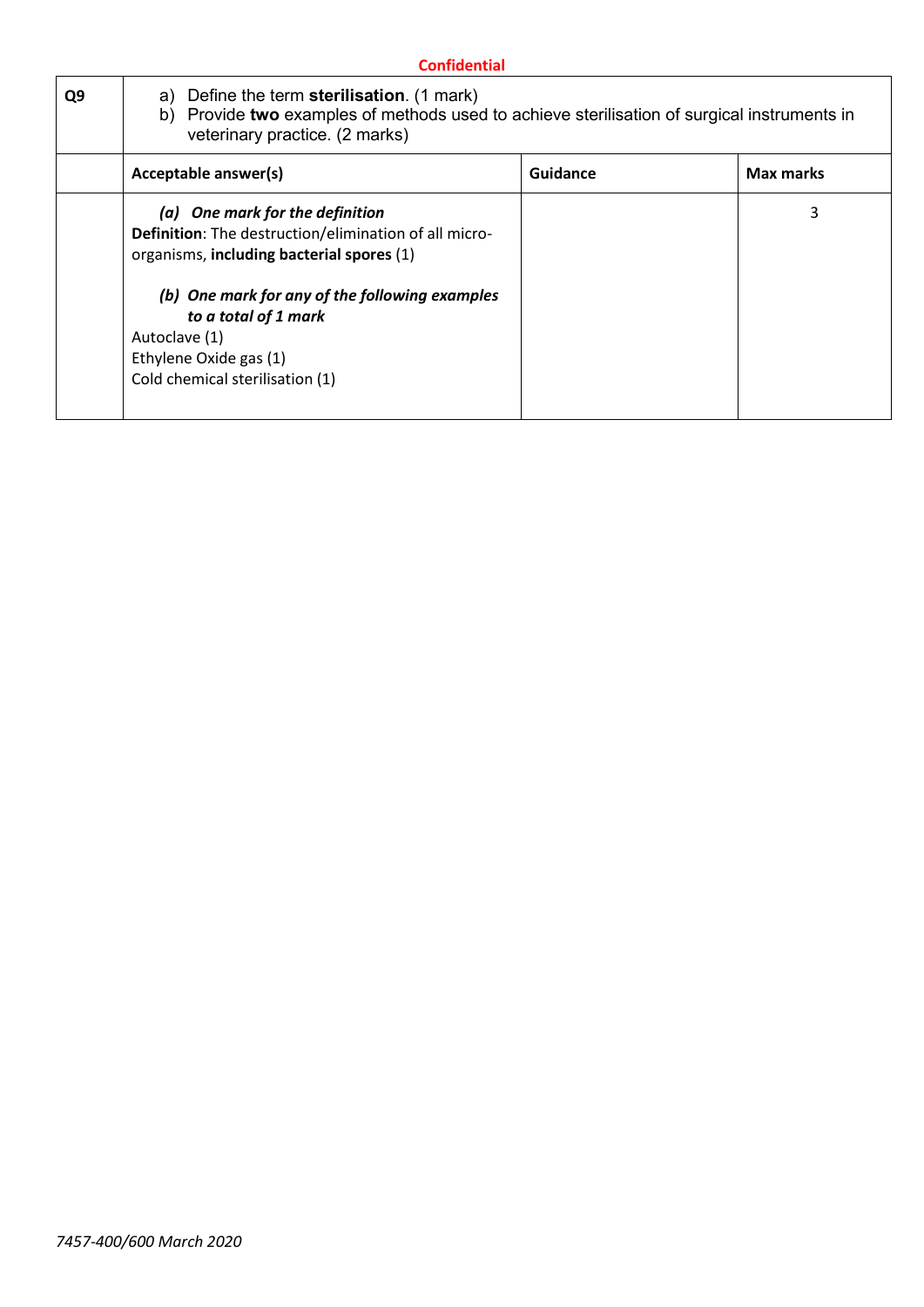**Confidential**

| Q9 | a) Define the term **sterilisation**. (1 mark)<br>b) Provide **two** examples of methods used to achieve sterilisation of surgical instruments in veterinary practice. (2 marks) | | |
|---|---|---|---|
| | **Acceptable answer(s)** | **Guidance** | **Max marks** |
| | ***(a) One mark for the definition***<br>**Definition**: The destruction/elimination of all micro-organisms, **including bacterial spores** (1)<br><br>***(b) One mark for any of the following examples to a total of 1 mark***<br>Autoclave (1)<br>Ethylene Oxide gas (1)<br>Cold chemical sterilisation (1) | | 3 |

*7457-400/600 March 2020*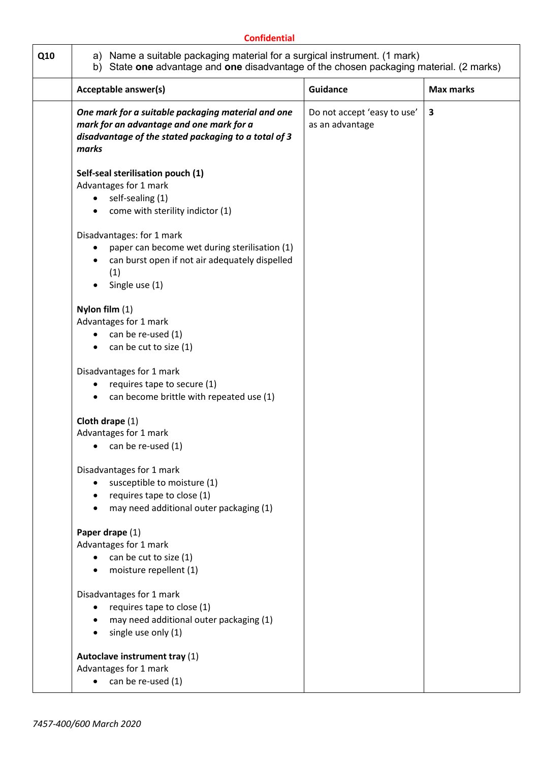**Confidential**

| Q10 | a) Name a suitable packaging material for a surgical instrument. (1 mark)<br>b) State **one** advantage and **one** disadvantage of the chosen packaging material. (2 marks) | | |
|---|---|---|---|
| | **Acceptable answer(s)** | **Guidance** | **Max marks** |
| | ***One mark for a suitable packaging material and one mark for an advantage and one mark for a disadvantage of the stated packaging to a total of 3 marks***<br><br>**Self-seal sterilisation pouch (1)**<br>Advantages for 1 mark<br>• self-sealing (1)<br>• come with sterility indictor (1)<br><br>Disadvantages: for 1 mark<br>• paper can become wet during sterilisation (1)<br>• can burst open if not air adequately dispelled (1)<br>• Single use (1)<br><br>**Nylon film** (1)<br>Advantages for 1 mark<br>• can be re-used (1)<br>• can be cut to size (1)<br><br>Disadvantages for 1 mark<br>• requires tape to secure (1)<br>• can become brittle with repeated use (1)<br><br>**Cloth drape** (1)<br>Advantages for 1 mark<br>• can be re-used (1)<br><br>Disadvantages for 1 mark<br>• susceptible to moisture (1)<br>• requires tape to close (1)<br>• may need additional outer packaging (1)<br><br>**Paper drape** (1)<br>Advantages for 1 mark<br>• can be cut to size (1)<br>• moisture repellent (1)<br><br>Disadvantages for 1 mark<br>• requires tape to close (1)<br>• may need additional outer packaging (1)<br>• single use only (1)<br><br>**Autoclave instrument tray** (1)<br>Advantages for 1 mark<br>• can be re-used (1) | Do not accept 'easy to use' as an advantage | **3** |

*7457-400/600 March 2020*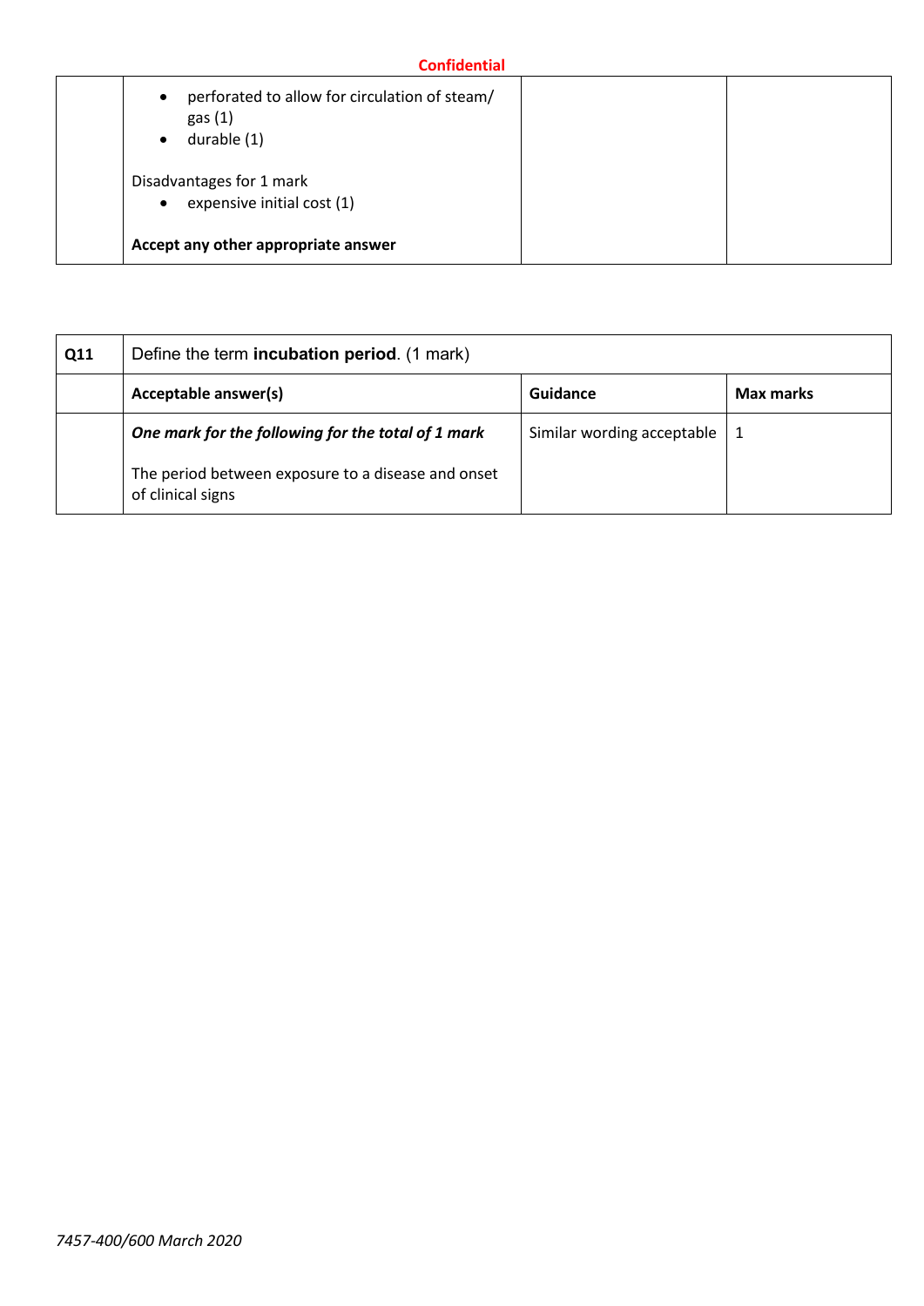| | | | |
|---|---|---|---|
| | • perforated to allow for circulation of steam/ gas (1)<br>• durable (1)<br><br>Disadvantages for 1 mark<br>• expensive initial cost (1)<br><br>**Accept any other appropriate answer** | | |

| **Q11** | Define the term **incubation period**. (1 mark) | | |
|---|---|---|---|
| | **Acceptable answer(s)** | **Guidance** | **Max marks** |
| | ***One mark for the following for the total of 1 mark***<br><br>The period between exposure to a disease and onset of clinical signs | Similar wording acceptable | 1 |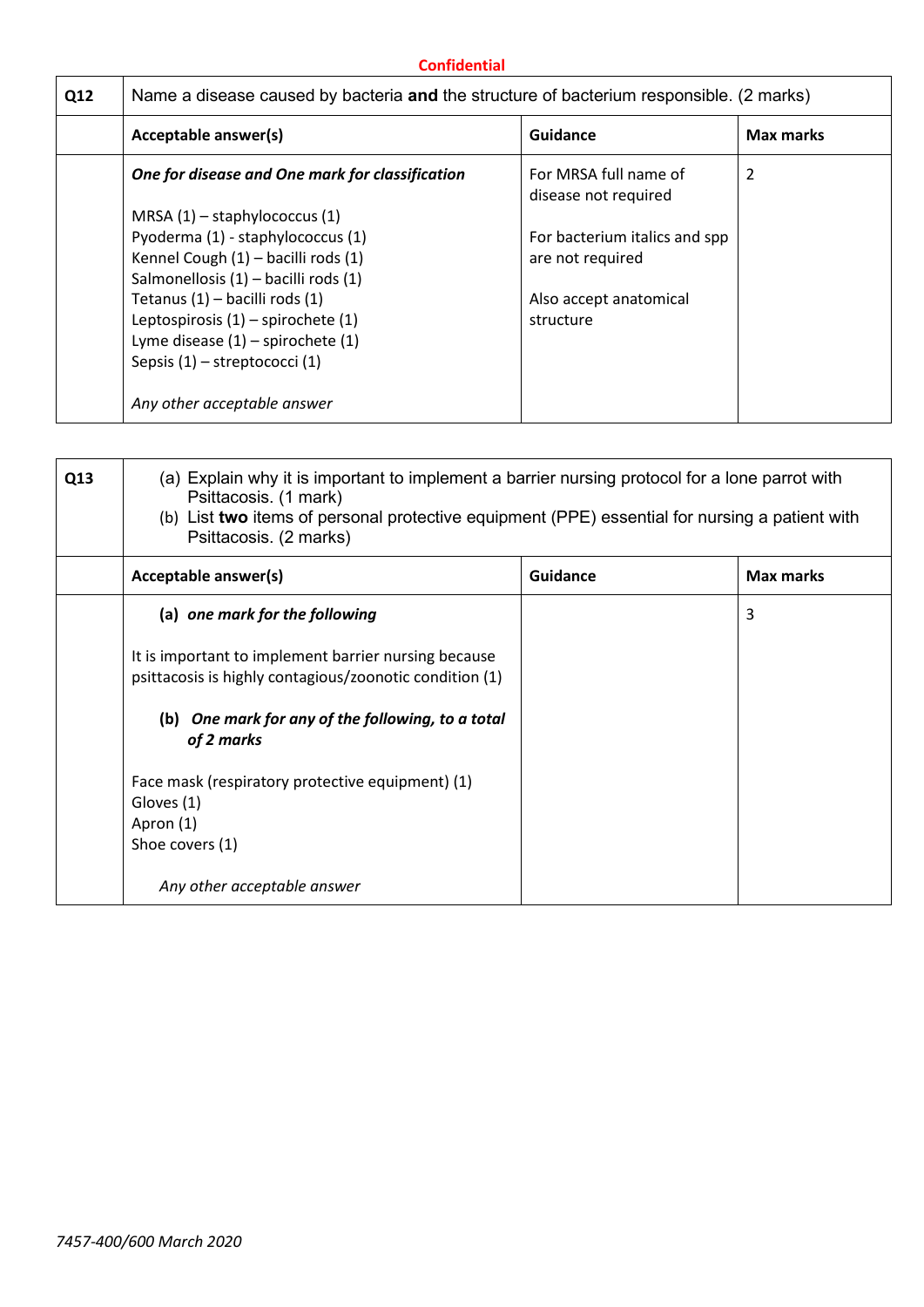**Confidential**

| Q12 | Name a disease caused by bacteria **and** the structure of bacterium responsible. (2 marks) | | |
|---|---|---|---|
| | **Acceptable answer(s)** | **Guidance** | **Max marks** |
| | ***One for disease and One mark for classification***<br><br>MRSA (1) – staphylococcus (1)<br>Pyoderma (1) - staphylococcus (1)<br>Kennel Cough (1) – bacilli rods (1)<br>Salmonellosis (1) – bacilli rods (1)<br>Tetanus (1) – bacilli rods (1)<br>Leptospirosis (1) – spirochete (1)<br>Lyme disease (1) – spirochete (1)<br>Sepsis (1) – streptococci (1)<br><br>*Any other acceptable answer* | For MRSA full name of disease not required<br><br>For bacterium italics and spp are not required<br><br>Also accept anatomical structure | 2 |

| Q13 | (a) Explain why it is important to implement a barrier nursing protocol for a lone parrot with Psittacosis. (1 mark)<br>(b) List **two** items of personal protective equipment (PPE) essential for nursing a patient with Psittacosis. (2 marks) | | |
|---|---|---|---|
| | **Acceptable answer(s)** | **Guidance** | **Max marks** |
| | **(a)** ***one mark for the following***<br><br>It is important to implement barrier nursing because psittacosis is highly contagious/zoonotic condition (1)<br><br>**(b)** ***One mark for any of the following, to a total of 2 marks***<br><br>Face mask (respiratory protective equipment) (1)<br>Gloves (1)<br>Apron (1)<br>Shoe covers (1)<br><br>*Any other acceptable answer* | | 3 |

*7457-400/600 March 2020*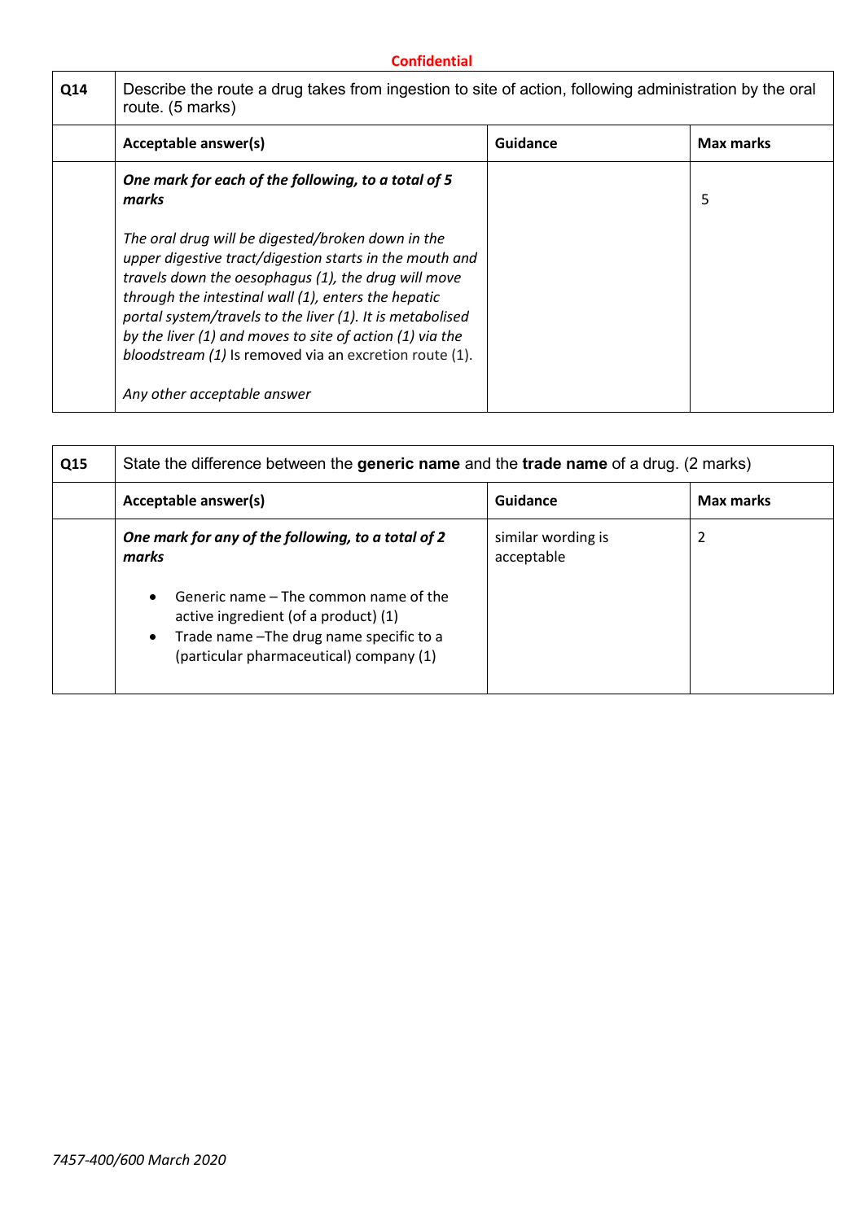Confidential

| Q14 | Describe the route a drug takes from ingestion to site of action, following administration by the oral route. (5 marks) | | |
|---|---|---|---|
| | **Acceptable answer(s)** | **Guidance** | **Max marks** |
| | ***One mark for each of the following, to a total of 5 marks***<br><br>*The oral drug will be digested/broken down in the upper digestive tract/digestion starts in the mouth and travels down the oesophagus (1), the drug will move through the intestinal wall (1), enters the hepatic portal system/travels to the liver (1). It is metabolised by the liver (1) and moves to site of action (1) via the bloodstream (1)* Is removed via an excretion route (1).<br><br>*Any other acceptable answer* | | 5 |

| Q15 | State the difference between the **generic name** and the **trade name** of a drug. (2 marks) | | |
|---|---|---|---|
| | **Acceptable answer(s)** | **Guidance** | **Max marks** |
| | ***One mark for any of the following, to a total of 2 marks***<br><br>• Generic name – The common name of the active ingredient (of a product) (1)<br>• Trade name –The drug name specific to a (particular pharmaceutical) company (1) | similar wording is acceptable | 2 |

7457-400/600 March 2020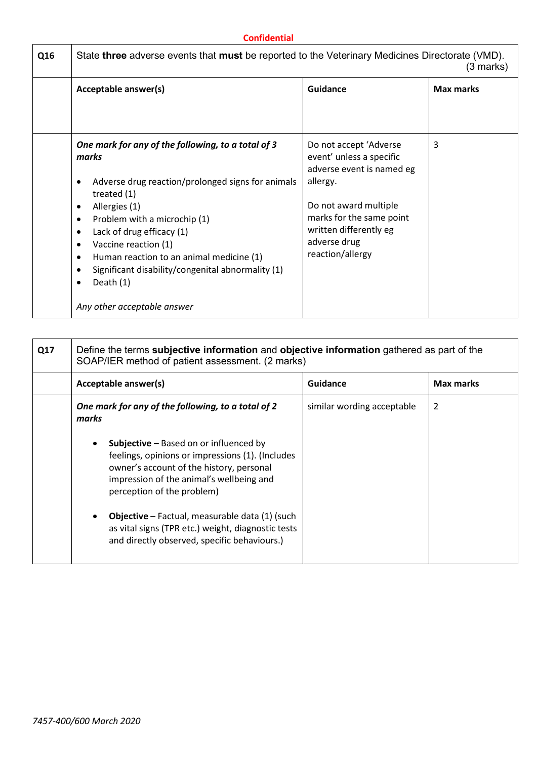**Confidential**

| Q16 | State **three** adverse events that **must** be reported to the Veterinary Medicines Directorate (VMD). (3 marks) | | |
|---|---|---|---|
| | **Acceptable answer(s)** | **Guidance** | **Max marks** |
| | ***One mark for any of the following, to a total of 3 marks*** <br><br> • Adverse drug reaction/prolonged signs for animals treated (1) <br> • Allergies (1) <br> • Problem with a microchip (1) <br> • Lack of drug efficacy (1) <br> • Vaccine reaction (1) <br> • Human reaction to an animal medicine (1) <br> • Significant disability/congenital abnormality (1) <br> • Death (1) <br><br> *Any other acceptable answer* | Do not accept 'Adverse event' unless a specific adverse event is named eg allergy. <br><br> Do not award multiple marks for the same point written differently eg adverse drug reaction/allergy | 3 |

| Q17 | Define the terms **subjective information** and **objective information** gathered as part of the SOAP/IER method of patient assessment. (2 marks) | | |
|---|---|---|---|
| | **Acceptable answer(s)** | **Guidance** | **Max marks** |
| | ***One mark for any of the following, to a total of 2 marks*** <br><br> • **Subjective** – Based on or influenced by feelings, opinions or impressions (1). (Includes owner's account of the history, personal impression of the animal's wellbeing and perception of the problem) <br><br> • **Objective** – Factual, measurable data (1) (such as vital signs (TPR etc.) weight, diagnostic tests and directly observed, specific behaviours.) | similar wording acceptable | 2 |

*7457-400/600 March 2020*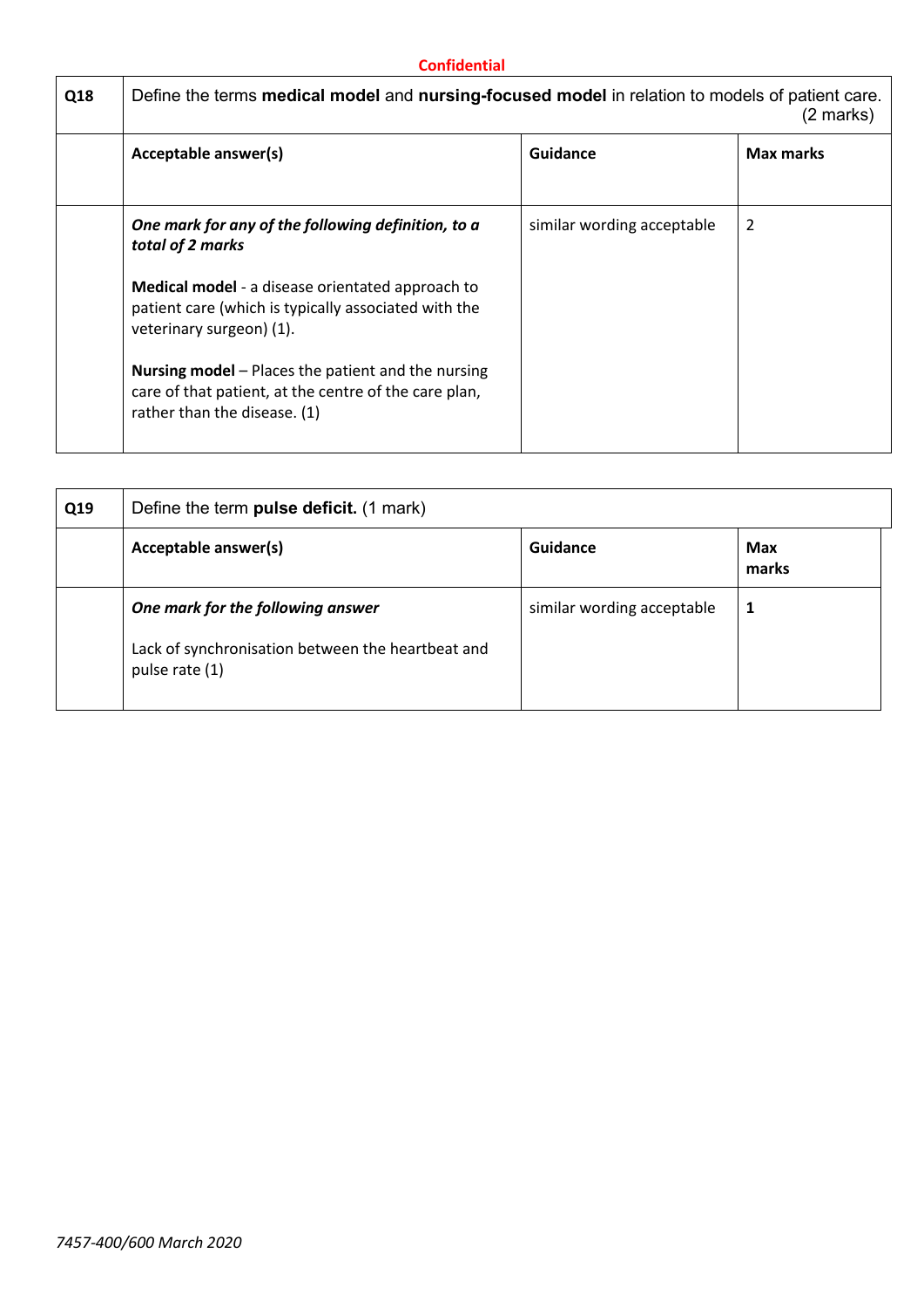| Q18 | Define the terms **medical model** and **nursing-focused model** in relation to models of patient care. (2 marks) | | |
|---|---|---|---|
| | **Acceptable answer(s)** | **Guidance** | **Max marks** |
| | ***One mark for any of the following definition, to a total of 2 marks***<br><br>**Medical model** - a disease orientated approach to patient care (which is typically associated with the veterinary surgeon) (1).<br><br>**Nursing model** – Places the patient and the nursing care of that patient, at the centre of the care plan, rather than the disease. (1) | similar wording acceptable | 2 |

| Q19 | Define the term **pulse deficit.** (1 mark) | | |
|---|---|---|---|
| | **Acceptable answer(s)** | **Guidance** | **Max marks** |
| | ***One mark for the following answer***<br><br>Lack of synchronisation between the heartbeat and pulse rate (1) | similar wording acceptable | **1** |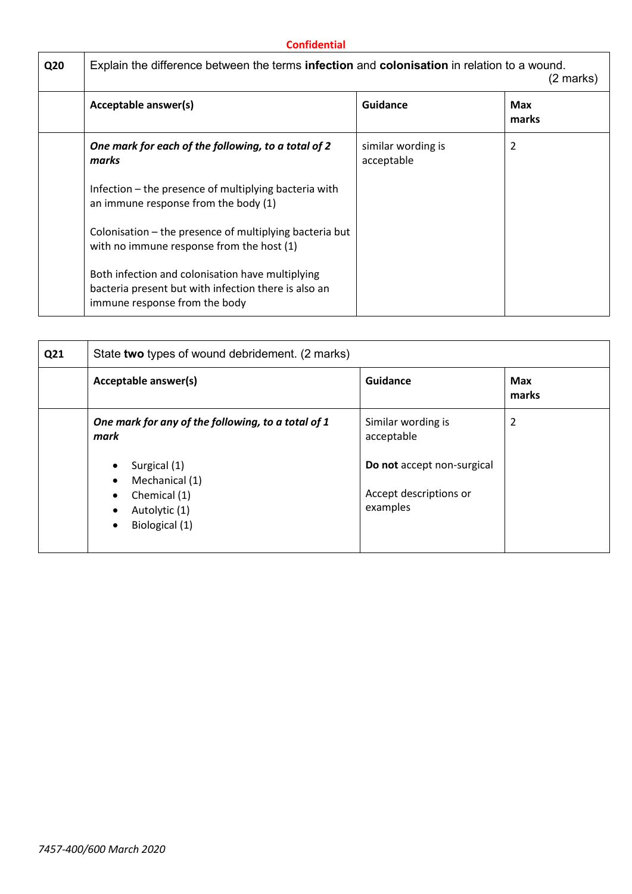Confidential

| Q20 | Explain the difference between the terms **infection** and **colonisation** in relation to a wound. (2 marks) | | |
|---|---|---|---|
| | **Acceptable answer(s)** | **Guidance** | **Max marks** |
| | ***One mark for each of the following, to a total of 2 marks***<br><br>Infection – the presence of multiplying bacteria with an immune response from the body (1)<br><br>Colonisation – the presence of multiplying bacteria but with no immune response from the host (1)<br><br>Both infection and colonisation have multiplying bacteria present but with infection there is also an immune response from the body | similar wording is acceptable | 2 |

| Q21 | State **two** types of wound debridement. (2 marks) | | |
|---|---|---|---|
| | **Acceptable answer(s)** | **Guidance** | **Max marks** |
| | ***One mark for any of the following, to a total of 1 mark***<br><br>• Surgical (1)<br>• Mechanical (1)<br>• Chemical (1)<br>• Autolytic (1)<br>• Biological (1) | Similar wording is acceptable<br><br>**Do not** accept non-surgical<br><br>Accept descriptions or examples | 2 |

*7457-400/600 March 2020*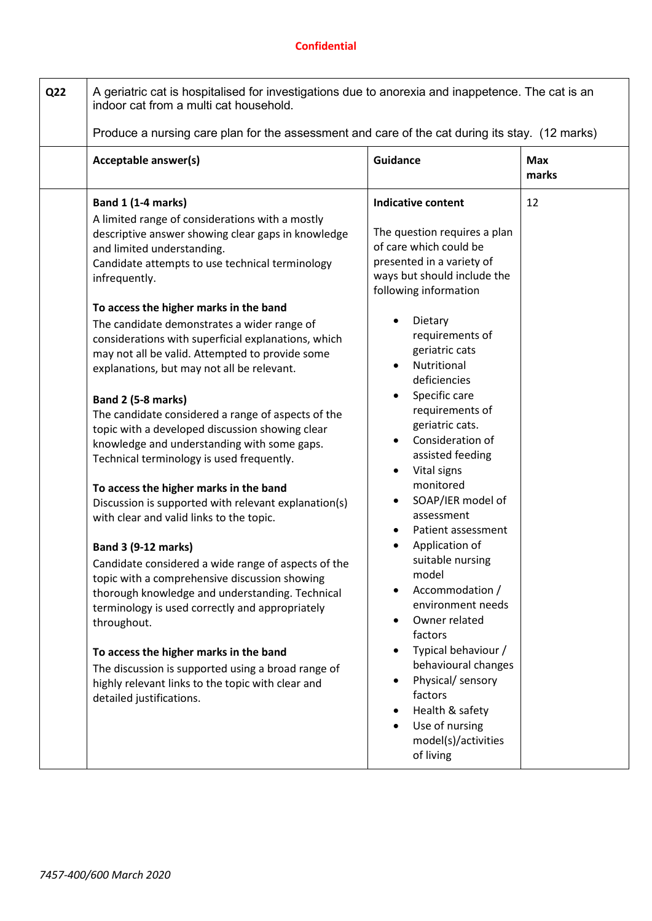**Confidential**

| Q22 | A geriatric cat is hospitalised for investigations due to anorexia and inappetence. The cat is an indoor cat from a multi cat household.<br><br>Produce a nursing care plan for the assessment and care of the cat during its stay. (12 marks) | | |
|---|---|---|---|
| | **Acceptable answer(s)** | **Guidance** | **Max marks** |
| | **Band 1 (1-4 marks)**<br>A limited range of considerations with a mostly descriptive answer showing clear gaps in knowledge and limited understanding.<br>Candidate attempts to use technical terminology infrequently.<br><br>**To access the higher marks in the band**<br>The candidate demonstrates a wider range of considerations with superficial explanations, which may not all be valid. Attempted to provide some explanations, but may not all be relevant.<br><br>**Band 2 (5-8 marks)**<br>The candidate considered a range of aspects of the topic with a developed discussion showing clear knowledge and understanding with some gaps. Technical terminology is used frequently.<br><br>**To access the higher marks in the band**<br>Discussion is supported with relevant explanation(s) with clear and valid links to the topic.<br><br>**Band 3 (9-12 marks)**<br>Candidate considered a wide range of aspects of the topic with a comprehensive discussion showing thorough knowledge and understanding. Technical terminology is used correctly and appropriately throughout.<br><br>**To access the higher marks in the band**<br>The discussion is supported using a broad range of highly relevant links to the topic with clear and detailed justifications. | **Indicative content**<br><br>The question requires a plan of care which could be presented in a variety of ways but should include the following information<br><br>• Dietary requirements of geriatric cats<br>• Nutritional deficiencies<br>• Specific care requirements of geriatric cats.<br>• Consideration of assisted feeding<br>• Vital signs monitored<br>• SOAP/IER model of assessment<br>• Patient assessment<br>• Application of suitable nursing model<br>• Accommodation / environment needs<br>• Owner related factors<br>• Typical behaviour / behavioural changes<br>• Physical/ sensory factors<br>• Health & safety<br>• Use of nursing model(s)/activities of living | 12 |

*7457-400/600 March 2020*